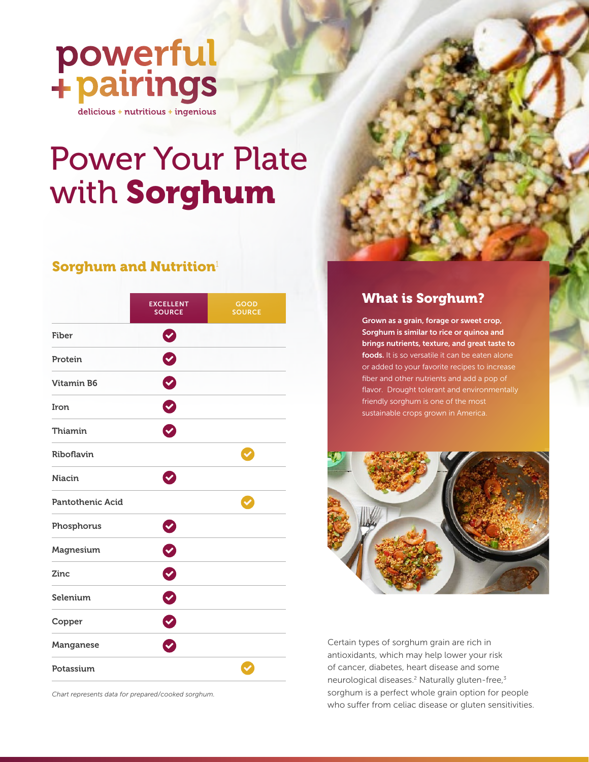powerful
+ pairings

delicious + nutritious + ingenious

# Power Your Plate with **Sorghum**

## Sorghum and Nutrition[1]

| | EXCELLENT SOURCE | GOOD SOURCE |
|---|---|---|
| Fiber | ✓ | |
| Protein | ✓ | |
| Vitamin B6 | ✓ | |
| Iron | ✓ | |
| Thiamin | ✓ | |
| Riboflavin | | ✓ |
| Niacin | ✓ | |
| Pantothenic Acid | | ✓ |
| Phosphorus | ✓ | |
| Magnesium | ✓ | |
| Zinc | ✓ | |
| Selenium | ✓ | |
| Copper | ✓ | |
| Manganese | ✓ | |
| Potassium | | ✓ |

*Chart represents data for prepared/cooked sorghum.*

## What is Sorghum?

**Grown as a grain, forage or sweet crop, Sorghum is similar to rice or quinoa and brings nutrients, texture, and great taste to foods.** It is so versatile it can be eaten alone or added to your favorite recipes to increase fiber and other nutrients and add a pop of flavor. Drought tolerant and environmentally friendly sorghum is one of the most sustainable crops grown in America.

Certain types of sorghum grain are rich in antioxidants, which may help lower your risk of cancer, diabetes, heart disease and some neurological diseases.[2] Naturally gluten-free,[3] sorghum is a perfect whole grain option for people who suffer from celiac disease or gluten sensitivities.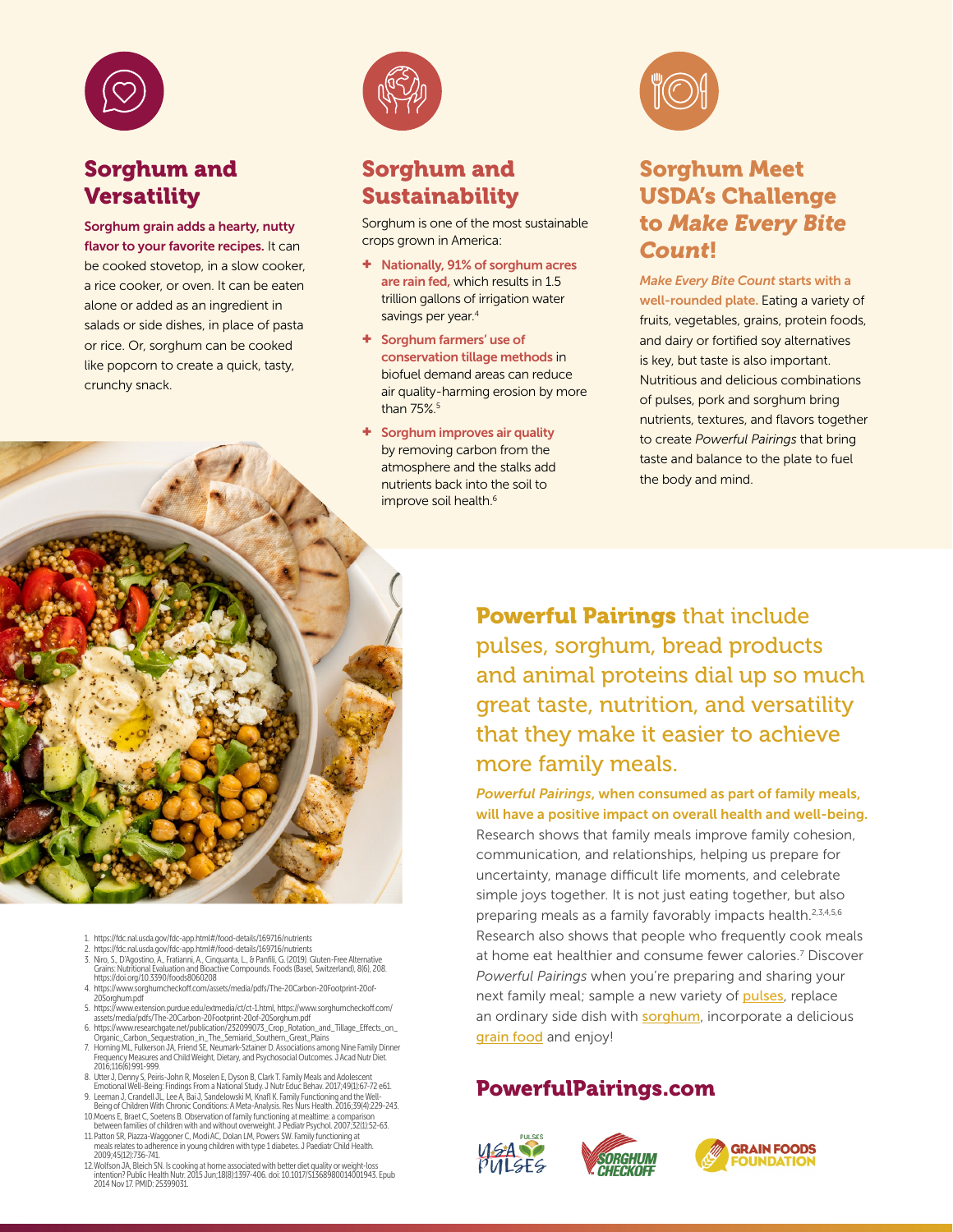## Sorghum and Versatility

**Sorghum grain adds a hearty, nutty flavor to your favorite recipes.** It can be cooked stovetop, in a slow cooker, a rice cooker, or oven. It can be eaten alone or added as an ingredient in salads or side dishes, in place of pasta or rice. Or, sorghum can be cooked like popcorn to create a quick, tasty, crunchy snack.

## Sorghum and Sustainability

Sorghum is one of the most sustainable crops grown in America:

- **Nationally, 91% of sorghum acres are rain fed,** which results in 1.5 trillion gallons of irrigation water savings per year.[4]
- **Sorghum farmers' use of conservation tillage methods** in biofuel demand areas can reduce air quality-harming erosion by more than 75%.[5]
- **Sorghum improves air quality** by removing carbon from the atmosphere and the stalks add nutrients back into the soil to improve soil health.[6]

## Sorghum Meet USDA's Challenge to *Make Every Bite Count*!

***Make Every Bite Count* starts with a well-rounded plate.** Eating a variety of fruits, vegetables, grains, protein foods, and dairy or fortified soy alternatives is key, but taste is also important. Nutritious and delicious combinations of pulses, pork and sorghum bring nutrients, textures, and flavors together to create *Powerful Pairings* that bring taste and balance to the plate to fuel the body and mind.

**Powerful Pairings** that include pulses, sorghum, bread products and animal proteins dial up so much great taste, nutrition, and versatility that they make it easier to achieve more family meals.

***Powerful Pairings*, when consumed as part of family meals, will have a positive impact on overall health and well-being.** Research shows that family meals improve family cohesion, communication, and relationships, helping us prepare for uncertainty, manage difficult life moments, and celebrate simple joys together. It is not just eating together, but also preparing meals as a family favorably impacts health.[2,3,4,5,6] Research also shows that people who frequently cook meals at home eat healthier and consume fewer calories.[7] Discover *Powerful Pairings* when you're preparing and sharing your next family meal; sample a new variety of pulses, replace an ordinary side dish with sorghum, incorporate a delicious grain food and enjoy!

**PowerfulPairings.com**

USA Pulses | Sorghum Checkoff | Grain Foods Foundation

1. https://fdc.nal.usda.gov/fdc-app.html#/food-details/169716/nutrients
2. https://fdc.nal.usda.gov/fdc-app.html#/food-details/169716/nutrients
3. Niro, S., D'Agostino, A., Fratianni, A., Cinquanta, L., & Panfili, G. (2019). Gluten-Free Alternative Grains: Nutritional Evaluation and Bioactive Compounds. Foods (Basel, Switzerland), 8(6), 208. https://doi.org/10.3390/foods8060208
4. https://www.sorghumcheckoff.com/assets/media/pdfs/The-20Carbon-20Footprint-20of-20Sorghum.pdf
5. https://www.extension.purdue.edu/extmedia/ct/ct-1.html, https://www.sorghumcheckoff.com/assets/media/pdfs/The-20Carbon-20Footprint-20of-20Sorghum.pdf
6. https://www.researchgate.net/publication/232099073_Crop_Rotation_and_Tillage_Effects_on_Organic_Carbon_Sequestration_in_The_Semiarid_Southern_Great_Plains
7. Horning ML, Fulkerson JA, Friend SE, Neumark-Sztainer D. Associations among Nine Family Dinner Frequency Measures and Child Weight, Dietary, and Psychosocial Outcomes. J Acad Nutr Diet. 2016;116(6):991-999.
8. Utter J, Denny S, Peiris-John R, Moselen E, Dyson B, Clark T. Family Meals and Adolescent Emotional Well-Being: Findings From a National Study. J Nutr Educ Behav. 2017;49(1):67-72 e61.
9. Leeman J, Crandell JL, Lee A, Bai J, Sandelowski M, Knafl K. Family Functioning and the Well-Being of Children With Chronic Conditions: A Meta-Analysis. Res Nurs Health. 2016;39(4):229-243.
10. Moens E, Braet C, Soetens B. Observation of family functioning at mealtime: a comparison between families of children with and without overweight. J Pediatr Psychol. 2007;32(1):52-63.
11. Patton SR, Piazza-Waggoner C, Modi AC, Dolan LM, Powers SW. Family functioning at meals relates to adherence in young children with type 1 diabetes. J Paediatr Child Health. 2009;45(12):736-741.
12. Wolfson JA, Bleich SN. Is cooking at home associated with better diet quality or weight-loss intention? Public Health Nutr. 2015 Jun;18(8):1397-406. doi: 10.1017/S1368980014001943. Epub 2014 Nov 17. PMID: 25399031.